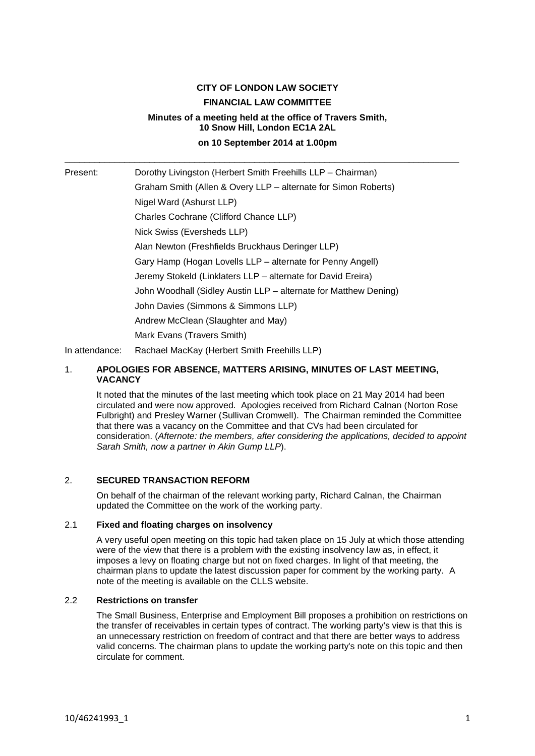**CITY OF LONDON LAW SOCIETY**

**FINANCIAL LAW COMMITTEE**

**Minutes of a meeting held at the office of Travers Smith, 10 Snow Hill, London EC1A 2AL**

**on 10 September 2014 at 1.00pm**

---

Present: Dorothy Livingston (Herbert Smith Freehills LLP – Chairman)
Graham Smith (Allen & Overy LLP – alternate for Simon Roberts)
Nigel Ward (Ashurst LLP)
Charles Cochrane (Clifford Chance LLP)
Nick Swiss (Eversheds LLP)
Alan Newton (Freshfields Bruckhaus Deringer LLP)
Gary Hamp (Hogan Lovells LLP – alternate for Penny Angell)
Jeremy Stokeld (Linklaters LLP – alternate for David Ereira)
John Woodhall (Sidley Austin LLP – alternate for Matthew Dening)
John Davies (Simmons & Simmons LLP)
Andrew McClean (Slaughter and May)
Mark Evans (Travers Smith)

In attendance: Rachael MacKay (Herbert Smith Freehills LLP)

1. **APOLOGIES FOR ABSENCE, MATTERS ARISING, MINUTES OF LAST MEETING, VACANCY**

   It noted that the minutes of the last meeting which took place on 21 May 2014 had been circulated and were now approved. Apologies received from Richard Calnan (Norton Rose Fulbright) and Presley Warner (Sullivan Cromwell). The Chairman reminded the Committee that there was a vacancy on the Committee and that CVs had been circulated for consideration. (*Afternote: the members, after considering the applications, decided to appoint Sarah Smith, now a partner in Akin Gump LLP*).

2. **SECURED TRANSACTION REFORM**

   On behalf of the chairman of the relevant working party, Richard Calnan, the Chairman updated the Committee on the work of the working party.

2.1 **Fixed and floating charges on insolvency**

   A very useful open meeting on this topic had taken place on 15 July at which those attending were of the view that there is a problem with the existing insolvency law as, in effect, it imposes a levy on floating charge but not on fixed charges. In light of that meeting, the chairman plans to update the latest discussion paper for comment by the working party. A note of the meeting is available on the CLLS website.

2.2 **Restrictions on transfer**

   The Small Business, Enterprise and Employment Bill proposes a prohibition on restrictions on the transfer of receivables in certain types of contract. The working party's view is that this is an unnecessary restriction on freedom of contract and that there are better ways to address valid concerns. The chairman plans to update the working party's note on this topic and then circulate for comment.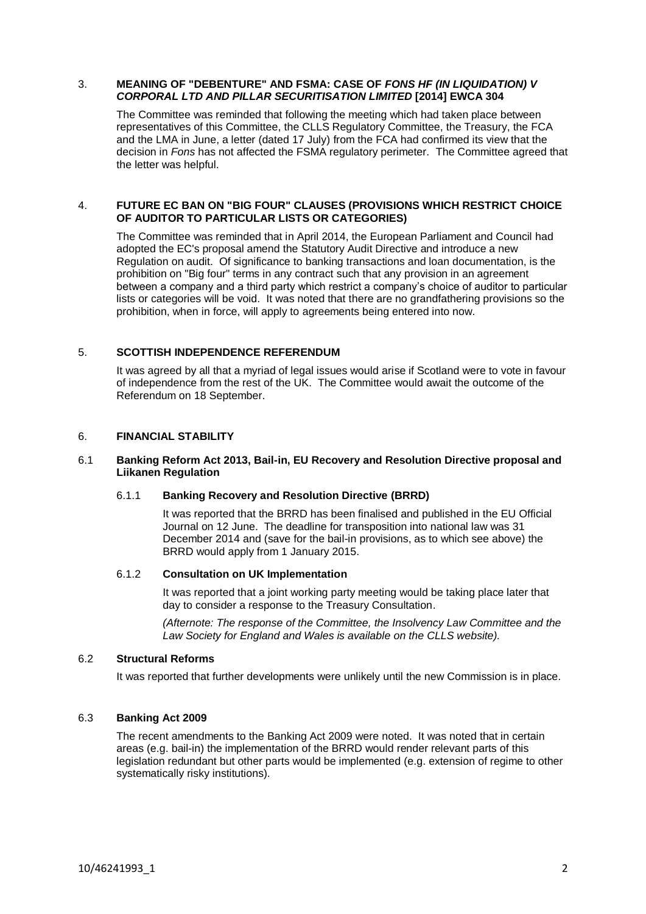## 3. MEANING OF "DEBENTURE" AND FSMA: CASE OF *FONS HF (IN LIQUIDATION) V CORPORAL LTD AND PILLAR SECURITISATION LIMITED* [2014] EWCA 304

The Committee was reminded that following the meeting which had taken place between representatives of this Committee, the CLLS Regulatory Committee, the Treasury, the FCA and the LMA in June, a letter (dated 17 July) from the FCA had confirmed its view that the decision in *Fons* has not affected the FSMA regulatory perimeter. The Committee agreed that the letter was helpful.

## 4. FUTURE EC BAN ON "BIG FOUR" CLAUSES (PROVISIONS WHICH RESTRICT CHOICE OF AUDITOR TO PARTICULAR LISTS OR CATEGORIES)

The Committee was reminded that in April 2014, the European Parliament and Council had adopted the EC's proposal amend the Statutory Audit Directive and introduce a new Regulation on audit. Of significance to banking transactions and loan documentation, is the prohibition on "Big four" terms in any contract such that any provision in an agreement between a company and a third party which restrict a company's choice of auditor to particular lists or categories will be void. It was noted that there are no grandfathering provisions so the prohibition, when in force, will apply to agreements being entered into now.

## 5. SCOTTISH INDEPENDENCE REFERENDUM

It was agreed by all that a myriad of legal issues would arise if Scotland were to vote in favour of independence from the rest of the UK. The Committee would await the outcome of the Referendum on 18 September.

## 6. FINANCIAL STABILITY

### 6.1 Banking Reform Act 2013, Bail-in, EU Recovery and Resolution Directive proposal and Liikanen Regulation

#### 6.1.1 Banking Recovery and Resolution Directive (BRRD)

It was reported that the BRRD has been finalised and published in the EU Official Journal on 12 June. The deadline for transposition into national law was 31 December 2014 and (save for the bail-in provisions, as to which see above) the BRRD would apply from 1 January 2015.

#### 6.1.2 Consultation on UK Implementation

It was reported that a joint working party meeting would be taking place later that day to consider a response to the Treasury Consultation.

*(Afternote: The response of the Committee, the Insolvency Law Committee and the Law Society for England and Wales is available on the CLLS website).*

### 6.2 Structural Reforms

It was reported that further developments were unlikely until the new Commission is in place.

### 6.3 Banking Act 2009

The recent amendments to the Banking Act 2009 were noted. It was noted that in certain areas (e.g. bail-in) the implementation of the BRRD would render relevant parts of this legislation redundant but other parts would be implemented (e.g. extension of regime to other systematically risky institutions).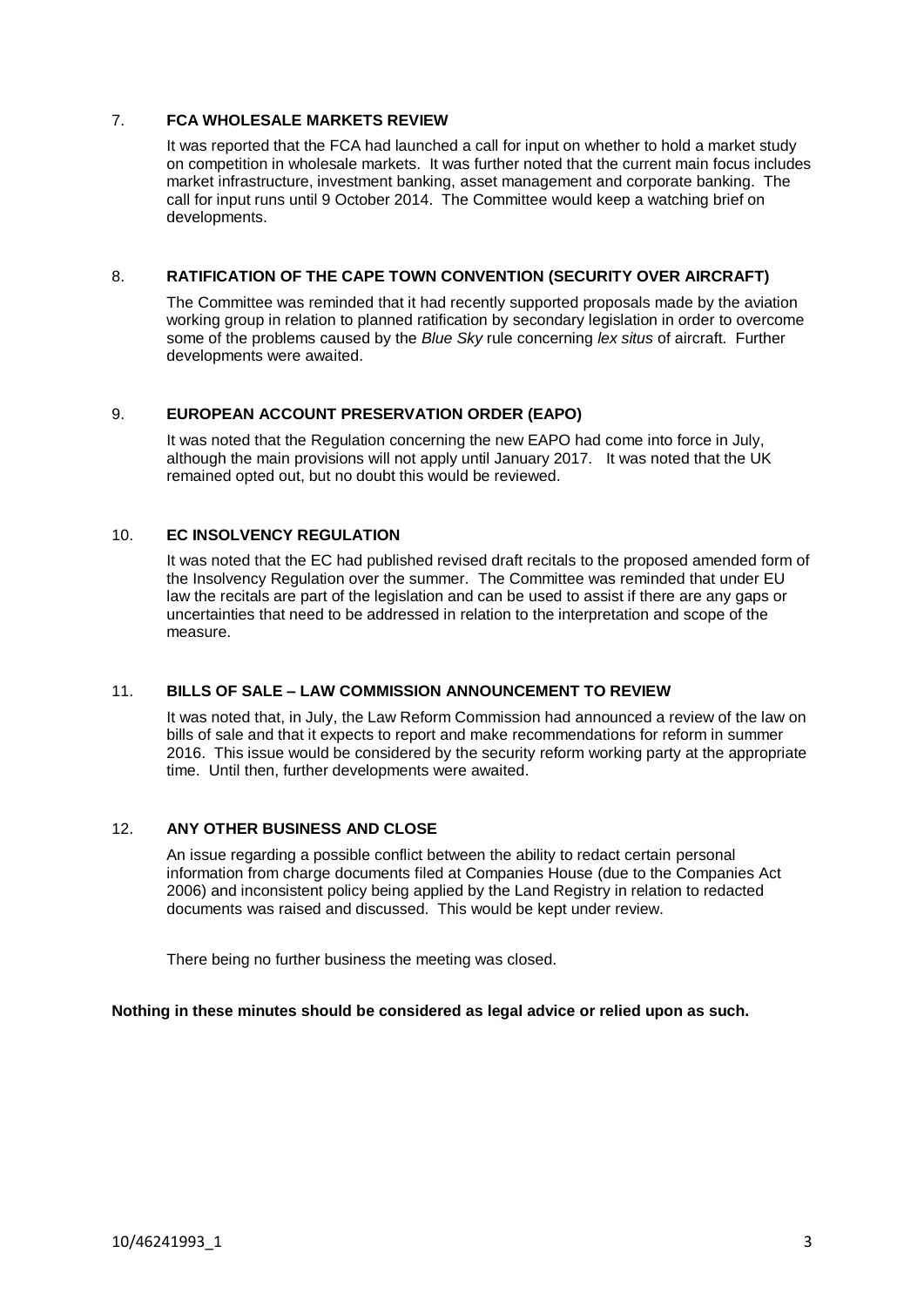## 7. FCA WHOLESALE MARKETS REVIEW

It was reported that the FCA had launched a call for input on whether to hold a market study on competition in wholesale markets. It was further noted that the current main focus includes market infrastructure, investment banking, asset management and corporate banking. The call for input runs until 9 October 2014. The Committee would keep a watching brief on developments.

## 8. RATIFICATION OF THE CAPE TOWN CONVENTION (SECURITY OVER AIRCRAFT)

The Committee was reminded that it had recently supported proposals made by the aviation working group in relation to planned ratification by secondary legislation in order to overcome some of the problems caused by the *Blue Sky* rule concerning *lex situs* of aircraft. Further developments were awaited.

## 9. EUROPEAN ACCOUNT PRESERVATION ORDER (EAPO)

It was noted that the Regulation concerning the new EAPO had come into force in July, although the main provisions will not apply until January 2017. It was noted that the UK remained opted out, but no doubt this would be reviewed.

## 10. EC INSOLVENCY REGULATION

It was noted that the EC had published revised draft recitals to the proposed amended form of the Insolvency Regulation over the summer. The Committee was reminded that under EU law the recitals are part of the legislation and can be used to assist if there are any gaps or uncertainties that need to be addressed in relation to the interpretation and scope of the measure.

## 11. BILLS OF SALE – LAW COMMISSION ANNOUNCEMENT TO REVIEW

It was noted that, in July, the Law Reform Commission had announced a review of the law on bills of sale and that it expects to report and make recommendations for reform in summer 2016. This issue would be considered by the security reform working party at the appropriate time. Until then, further developments were awaited.

## 12. ANY OTHER BUSINESS AND CLOSE

An issue regarding a possible conflict between the ability to redact certain personal information from charge documents filed at Companies House (due to the Companies Act 2006) and inconsistent policy being applied by the Land Registry in relation to redacted documents was raised and discussed. This would be kept under review.

There being no further business the meeting was closed.

**Nothing in these minutes should be considered as legal advice or relied upon as such.**

10/46241993_1